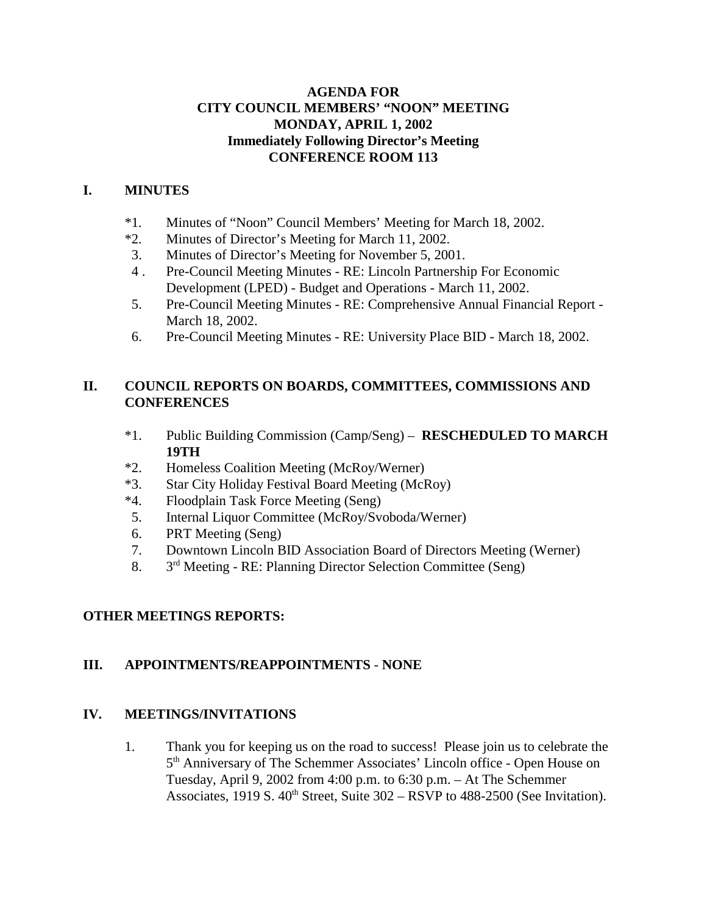**AGENDA FOR**
**CITY COUNCIL MEMBERS' "NOON" MEETING**
**MONDAY, APRIL 1, 2002**
**Immediately Following Director's Meeting**
**CONFERENCE ROOM 113**

## I. MINUTES

*1. Minutes of "Noon" Council Members' Meeting for March 18, 2002.
*2. Minutes of Director's Meeting for March 11, 2002.
3. Minutes of Director's Meeting for November 5, 2001.
4 . Pre-Council Meeting Minutes - RE: Lincoln Partnership For Economic Development (LPED) - Budget and Operations - March 11, 2002.
5. Pre-Council Meeting Minutes - RE: Comprehensive Annual Financial Report - March 18, 2002.
6. Pre-Council Meeting Minutes - RE: University Place BID - March 18, 2002.

## II. COUNCIL REPORTS ON BOARDS, COMMITTEES, COMMISSIONS AND CONFERENCES

*1. Public Building Commission (Camp/Seng) – **RESCHEDULED TO MARCH 19TH**
*2. Homeless Coalition Meeting (McRoy/Werner)
*3. Star City Holiday Festival Board Meeting (McRoy)
*4. Floodplain Task Force Meeting (Seng)
5. Internal Liquor Committee (McRoy/Svoboda/Werner)
6. PRT Meeting (Seng)
7. Downtown Lincoln BID Association Board of Directors Meeting (Werner)
8. 3rd Meeting - RE: Planning Director Selection Committee (Seng)

## OTHER MEETINGS REPORTS:

## III. APPOINTMENTS/REAPPOINTMENTS - NONE

## IV. MEETINGS/INVITATIONS

1. Thank you for keeping us on the road to success! Please join us to celebrate the 5th Anniversary of The Schemmer Associates' Lincoln office - Open House on Tuesday, April 9, 2002 from 4:00 p.m. to 6:30 p.m. – At The Schemmer Associates, 1919 S. 40th Street, Suite 302 – RSVP to 488-2500 (See Invitation).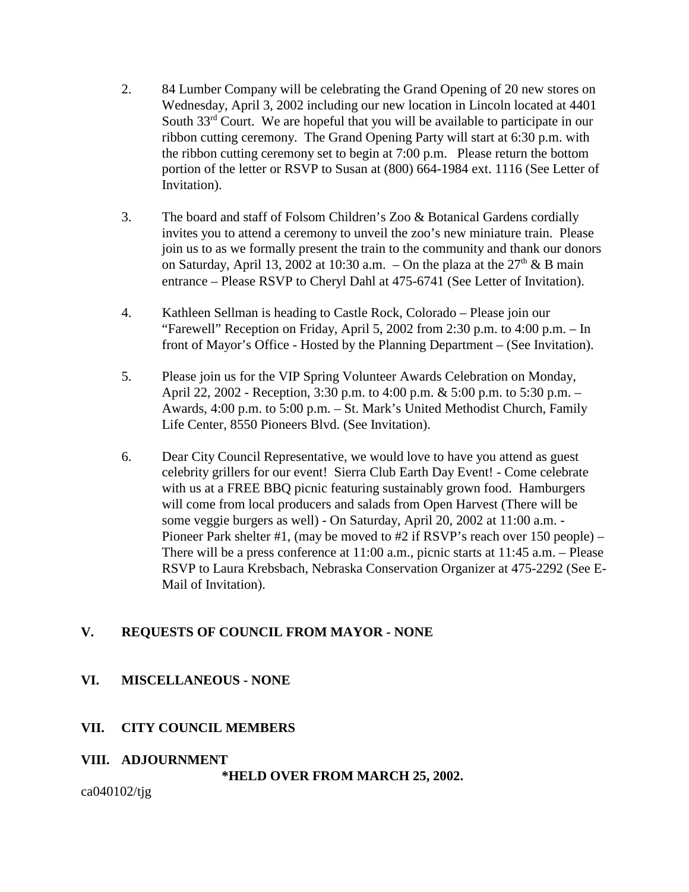2. 84 Lumber Company will be celebrating the Grand Opening of 20 new stores on Wednesday, April 3, 2002 including our new location in Lincoln located at 4401 South 33rd Court. We are hopeful that you will be available to participate in our ribbon cutting ceremony. The Grand Opening Party will start at 6:30 p.m. with the ribbon cutting ceremony set to begin at 7:00 p.m. Please return the bottom portion of the letter or RSVP to Susan at (800) 664-1984 ext. 1116 (See Letter of Invitation).

3. The board and staff of Folsom Children's Zoo & Botanical Gardens cordially invites you to attend a ceremony to unveil the zoo's new miniature train. Please join us to as we formally present the train to the community and thank our donors on Saturday, April 13, 2002 at 10:30 a.m. – On the plaza at the 27th & B main entrance – Please RSVP to Cheryl Dahl at 475-6741 (See Letter of Invitation).

4. Kathleen Sellman is heading to Castle Rock, Colorado – Please join our "Farewell" Reception on Friday, April 5, 2002 from 2:30 p.m. to 4:00 p.m. – In front of Mayor's Office - Hosted by the Planning Department – (See Invitation).

5. Please join us for the VIP Spring Volunteer Awards Celebration on Monday, April 22, 2002 - Reception, 3:30 p.m. to 4:00 p.m. & 5:00 p.m. to 5:30 p.m. – Awards, 4:00 p.m. to 5:00 p.m. – St. Mark's United Methodist Church, Family Life Center, 8550 Pioneers Blvd. (See Invitation).

6. Dear City Council Representative, we would love to have you attend as guest celebrity grillers for our event! Sierra Club Earth Day Event! - Come celebrate with us at a FREE BBQ picnic featuring sustainably grown food. Hamburgers will come from local producers and salads from Open Harvest (There will be some veggie burgers as well) - On Saturday, April 20, 2002 at 11:00 a.m. - Pioneer Park shelter #1, (may be moved to #2 if RSVP's reach over 150 people) – There will be a press conference at 11:00 a.m., picnic starts at 11:45 a.m. – Please RSVP to Laura Krebsbach, Nebraska Conservation Organizer at 475-2292 (See E-Mail of Invitation).

## V. REQUESTS OF COUNCIL FROM MAYOR - NONE

## VI. MISCELLANEOUS - NONE

## VII. CITY COUNCIL MEMBERS

## VIII. ADJOURNMENT

**\*HELD OVER FROM MARCH 25, 2002.**

ca040102/tjg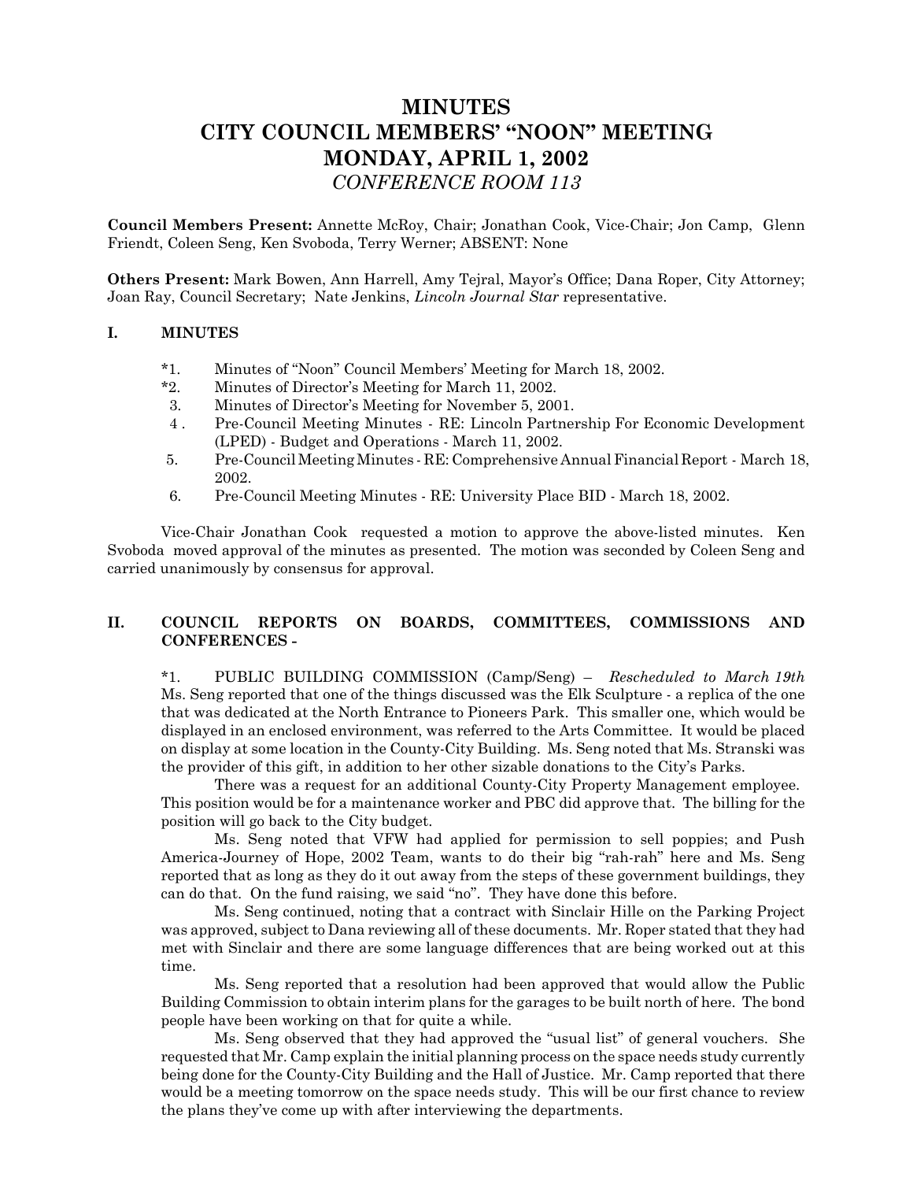# MINUTES
# CITY COUNCIL MEMBERS' "NOON" MEETING
# MONDAY, APRIL 1, 2002
*CONFERENCE ROOM 113*

**Council Members Present:** Annette McRoy, Chair; Jonathan Cook, Vice-Chair; Jon Camp, Glenn Friendt, Coleen Seng, Ken Svoboda, Terry Werner; ABSENT: None

**Others Present:** Mark Bowen, Ann Harrell, Amy Tejral, Mayor's Office; Dana Roper, City Attorney; Joan Ray, Council Secretary; Nate Jenkins, *Lincoln Journal Star* representative.

## I. MINUTES

*1. Minutes of "Noon" Council Members' Meeting for March 18, 2002.
*2. Minutes of Director's Meeting for March 11, 2002.
3. Minutes of Director's Meeting for November 5, 2001.
4 . Pre-Council Meeting Minutes - RE: Lincoln Partnership For Economic Development (LPED) - Budget and Operations - March 11, 2002.
5. Pre-Council Meeting Minutes - RE: Comprehensive Annual Financial Report - March 18, 2002.
6. Pre-Council Meeting Minutes - RE: University Place BID - March 18, 2002.

Vice-Chair Jonathan Cook requested a motion to approve the above-listed minutes. Ken Svoboda moved approval of the minutes as presented. The motion was seconded by Coleen Seng and carried unanimously by consensus for approval.

## II. COUNCIL REPORTS ON BOARDS, COMMITTEES, COMMISSIONS AND CONFERENCES -

*1. PUBLIC BUILDING COMMISSION (Camp/Seng) – *Rescheduled to March 19th* Ms. Seng reported that one of the things discussed was the Elk Sculpture - a replica of the one that was dedicated at the North Entrance to Pioneers Park. This smaller one, which would be displayed in an enclosed environment, was referred to the Arts Committee. It would be placed on display at some location in the County-City Building. Ms. Seng noted that Ms. Stranski was the provider of this gift, in addition to her other sizable donations to the City's Parks.

There was a request for an additional County-City Property Management employee. This position would be for a maintenance worker and PBC did approve that. The billing for the position will go back to the City budget.

Ms. Seng noted that VFW had applied for permission to sell poppies; and Push America-Journey of Hope, 2002 Team, wants to do their big "rah-rah" here and Ms. Seng reported that as long as they do it out away from the steps of these government buildings, they can do that. On the fund raising, we said "no". They have done this before.

Ms. Seng continued, noting that a contract with Sinclair Hille on the Parking Project was approved, subject to Dana reviewing all of these documents. Mr. Roper stated that they had met with Sinclair and there are some language differences that are being worked out at this time.

Ms. Seng reported that a resolution had been approved that would allow the Public Building Commission to obtain interim plans for the garages to be built north of here. The bond people have been working on that for quite a while.

Ms. Seng observed that they had approved the "usual list" of general vouchers. She requested that Mr. Camp explain the initial planning process on the space needs study currently being done for the County-City Building and the Hall of Justice. Mr. Camp reported that there would be a meeting tomorrow on the space needs study. This will be our first chance to review the plans they've come up with after interviewing the departments.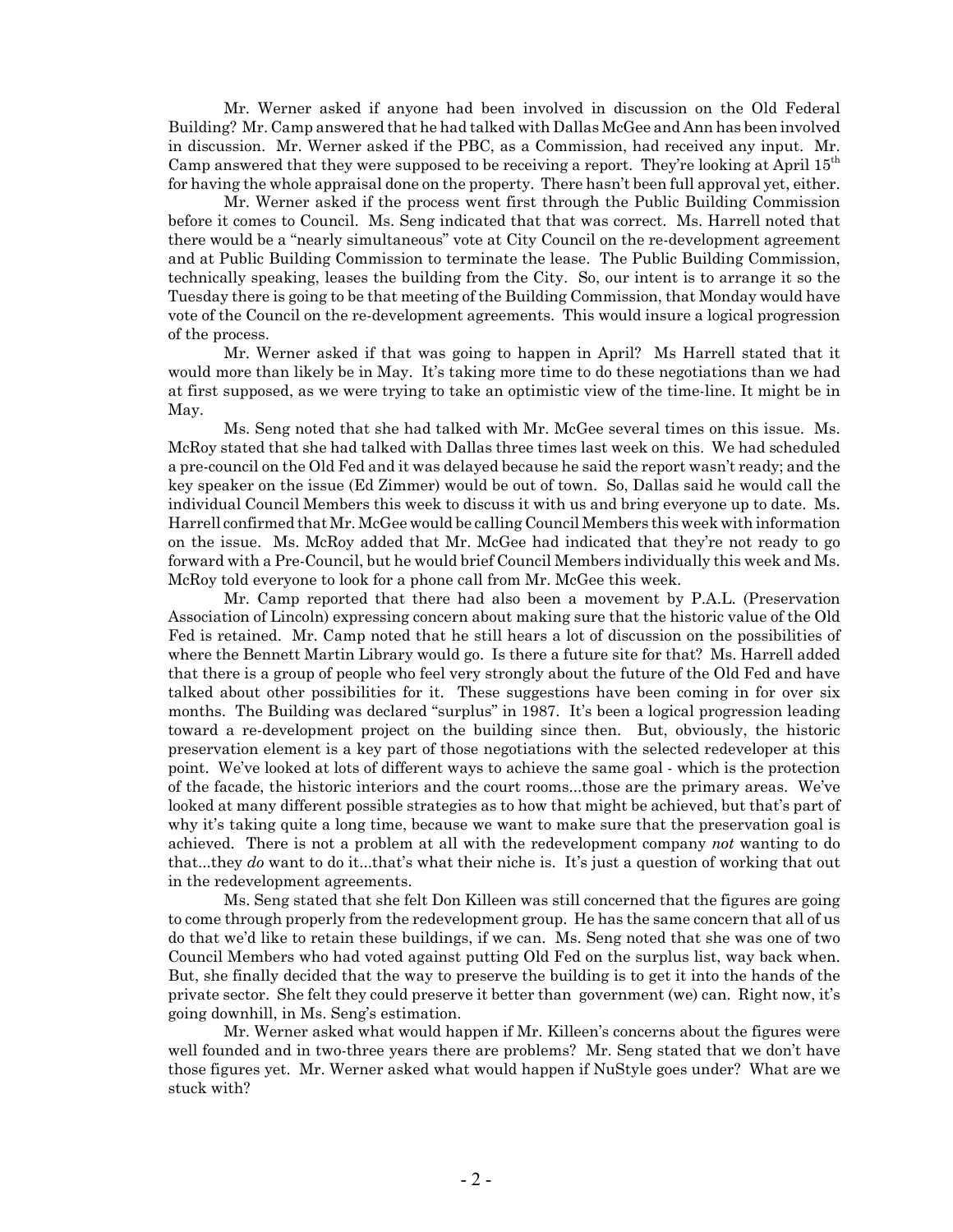Mr. Werner asked if anyone had been involved in discussion on the Old Federal Building? Mr. Camp answered that he had talked with Dallas McGee and Ann has been involved in discussion. Mr. Werner asked if the PBC, as a Commission, had received any input. Mr. Camp answered that they were supposed to be receiving a report. They're looking at April 15th for having the whole appraisal done on the property. There hasn't been full approval yet, either.

Mr. Werner asked if the process went first through the Public Building Commission before it comes to Council. Ms. Seng indicated that that was correct. Ms. Harrell noted that there would be a "nearly simultaneous" vote at City Council on the re-development agreement and at Public Building Commission to terminate the lease. The Public Building Commission, technically speaking, leases the building from the City. So, our intent is to arrange it so the Tuesday there is going to be that meeting of the Building Commission, that Monday would have vote of the Council on the re-development agreements. This would insure a logical progression of the process.

Mr. Werner asked if that was going to happen in April? Ms Harrell stated that it would more than likely be in May. It's taking more time to do these negotiations than we had at first supposed, as we were trying to take an optimistic view of the time-line. It might be in May.

Ms. Seng noted that she had talked with Mr. McGee several times on this issue. Ms. McRoy stated that she had talked with Dallas three times last week on this. We had scheduled a pre-council on the Old Fed and it was delayed because he said the report wasn't ready; and the key speaker on the issue (Ed Zimmer) would be out of town. So, Dallas said he would call the individual Council Members this week to discuss it with us and bring everyone up to date. Ms. Harrell confirmed that Mr. McGee would be calling Council Members this week with information on the issue. Ms. McRoy added that Mr. McGee had indicated that they're not ready to go forward with a Pre-Council, but he would brief Council Members individually this week and Ms. McRoy told everyone to look for a phone call from Mr. McGee this week.

Mr. Camp reported that there had also been a movement by P.A.L. (Preservation Association of Lincoln) expressing concern about making sure that the historic value of the Old Fed is retained. Mr. Camp noted that he still hears a lot of discussion on the possibilities of where the Bennett Martin Library would go. Is there a future site for that? Ms. Harrell added that there is a group of people who feel very strongly about the future of the Old Fed and have talked about other possibilities for it. These suggestions have been coming in for over six months. The Building was declared "surplus" in 1987. It's been a logical progression leading toward a re-development project on the building since then. But, obviously, the historic preservation element is a key part of those negotiations with the selected redeveloper at this point. We've looked at lots of different ways to achieve the same goal - which is the protection of the facade, the historic interiors and the court rooms...those are the primary areas. We've looked at many different possible strategies as to how that might be achieved, but that's part of why it's taking quite a long time, because we want to make sure that the preservation goal is achieved. There is not a problem at all with the redevelopment company *not* wanting to do that...they *do* want to do it...that's what their niche is. It's just a question of working that out in the redevelopment agreements.

Ms. Seng stated that she felt Don Killeen was still concerned that the figures are going to come through properly from the redevelopment group. He has the same concern that all of us do that we'd like to retain these buildings, if we can. Ms. Seng noted that she was one of two Council Members who had voted against putting Old Fed on the surplus list, way back when. But, she finally decided that the way to preserve the building is to get it into the hands of the private sector. She felt they could preserve it better than government (we) can. Right now, it's going downhill, in Ms. Seng's estimation.

Mr. Werner asked what would happen if Mr. Killeen's concerns about the figures were well founded and in two-three years there are problems? Mr. Seng stated that we don't have those figures yet. Mr. Werner asked what would happen if NuStyle goes under? What are we stuck with?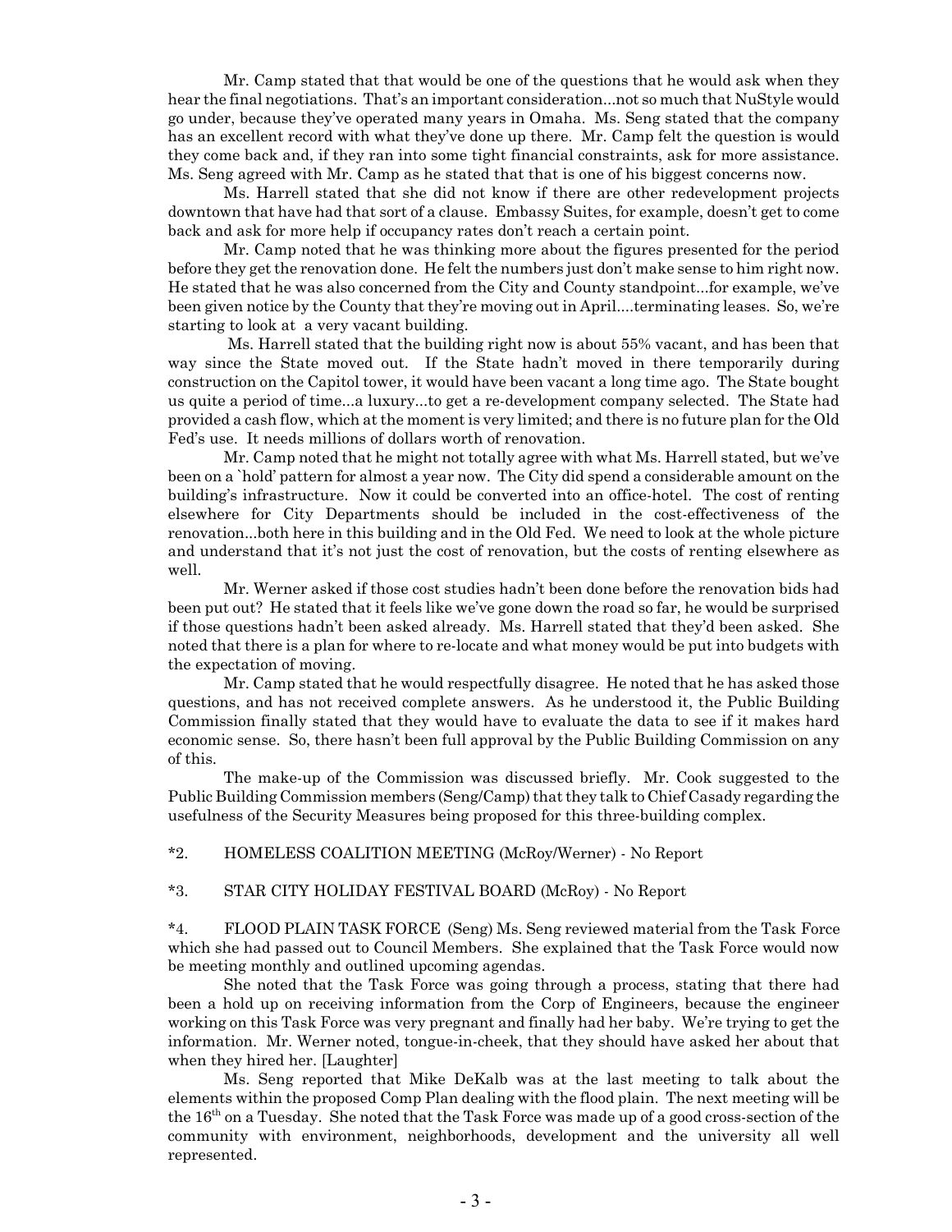Mr. Camp stated that that would be one of the questions that he would ask when they hear the final negotiations. That's an important consideration...not so much that NuStyle would go under, because they've operated many years in Omaha. Ms. Seng stated that the company has an excellent record with what they've done up there. Mr. Camp felt the question is would they come back and, if they ran into some tight financial constraints, ask for more assistance. Ms. Seng agreed with Mr. Camp as he stated that that is one of his biggest concerns now.

Ms. Harrell stated that she did not know if there are other redevelopment projects downtown that have had that sort of a clause. Embassy Suites, for example, doesn't get to come back and ask for more help if occupancy rates don't reach a certain point.

Mr. Camp noted that he was thinking more about the figures presented for the period before they get the renovation done. He felt the numbers just don't make sense to him right now. He stated that he was also concerned from the City and County standpoint...for example, we've been given notice by the County that they're moving out in April....terminating leases. So, we're starting to look at a very vacant building.

Ms. Harrell stated that the building right now is about 55% vacant, and has been that way since the State moved out. If the State hadn't moved in there temporarily during construction on the Capitol tower, it would have been vacant a long time ago. The State bought us quite a period of time...a luxury...to get a re-development company selected. The State had provided a cash flow, which at the moment is very limited; and there is no future plan for the Old Fed's use. It needs millions of dollars worth of renovation.

Mr. Camp noted that he might not totally agree with what Ms. Harrell stated, but we've been on a `hold' pattern for almost a year now. The City did spend a considerable amount on the building's infrastructure. Now it could be converted into an office-hotel. The cost of renting elsewhere for City Departments should be included in the cost-effectiveness of the renovation...both here in this building and in the Old Fed. We need to look at the whole picture and understand that it's not just the cost of renovation, but the costs of renting elsewhere as well.

Mr. Werner asked if those cost studies hadn't been done before the renovation bids had been put out? He stated that it feels like we've gone down the road so far, he would be surprised if those questions hadn't been asked already. Ms. Harrell stated that they'd been asked. She noted that there is a plan for where to re-locate and what money would be put into budgets with the expectation of moving.

Mr. Camp stated that he would respectfully disagree. He noted that he has asked those questions, and has not received complete answers. As he understood it, the Public Building Commission finally stated that they would have to evaluate the data to see if it makes hard economic sense. So, there hasn't been full approval by the Public Building Commission on any of this.

The make-up of the Commission was discussed briefly. Mr. Cook suggested to the Public Building Commission members (Seng/Camp) that they talk to Chief Casady regarding the usefulness of the Security Measures being proposed for this three-building complex.

*2. HOMELESS COALITION MEETING (McRoy/Werner) - No Report

*3. STAR CITY HOLIDAY FESTIVAL BOARD (McRoy) - No Report

*4. FLOOD PLAIN TASK FORCE (Seng) Ms. Seng reviewed material from the Task Force which she had passed out to Council Members. She explained that the Task Force would now be meeting monthly and outlined upcoming agendas.

She noted that the Task Force was going through a process, stating that there had been a hold up on receiving information from the Corp of Engineers, because the engineer working on this Task Force was very pregnant and finally had her baby. We're trying to get the information. Mr. Werner noted, tongue-in-cheek, that they should have asked her about that when they hired her. [Laughter]

Ms. Seng reported that Mike DeKalb was at the last meeting to talk about the elements within the proposed Comp Plan dealing with the flood plain. The next meeting will be the 16th on a Tuesday. She noted that the Task Force was made up of a good cross-section of the community with environment, neighborhoods, development and the university all well represented.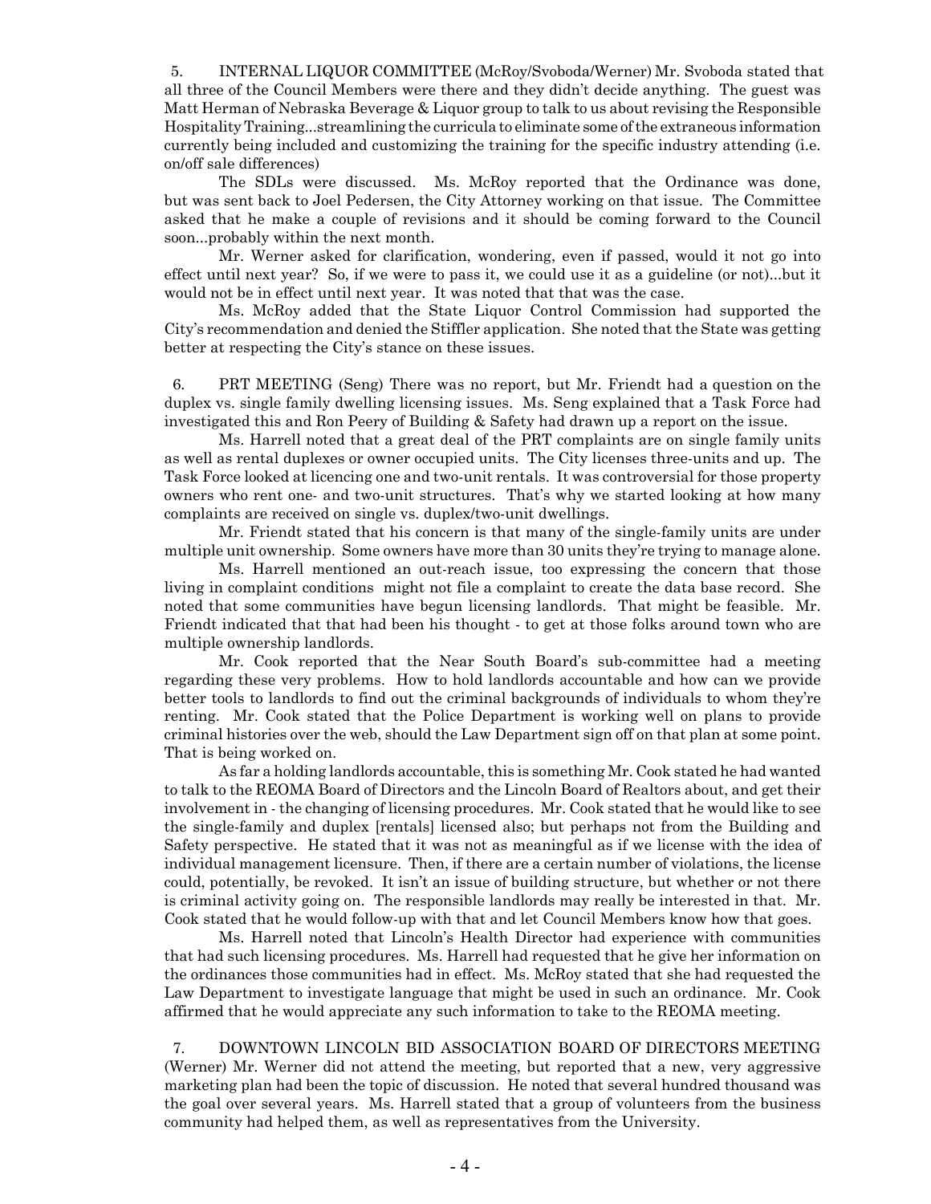5. INTERNAL LIQUOR COMMITTEE (McRoy/Svoboda/Werner) Mr. Svoboda stated that all three of the Council Members were there and they didn't decide anything. The guest was Matt Herman of Nebraska Beverage & Liquor group to talk to us about revising the Responsible Hospitality Training...streamlining the curricula to eliminate some of the extraneous information currently being included and customizing the training for the specific industry attending (i.e. on/off sale differences)

The SDLs were discussed. Ms. McRoy reported that the Ordinance was done, but was sent back to Joel Pedersen, the City Attorney working on that issue. The Committee asked that he make a couple of revisions and it should be coming forward to the Council soon...probably within the next month.

Mr. Werner asked for clarification, wondering, even if passed, would it not go into effect until next year? So, if we were to pass it, we could use it as a guideline (or not)...but it would not be in effect until next year. It was noted that that was the case.

Ms. McRoy added that the State Liquor Control Commission had supported the City's recommendation and denied the Stiffler application. She noted that the State was getting better at respecting the City's stance on these issues.

6. PRT MEETING (Seng) There was no report, but Mr. Friendt had a question on the duplex vs. single family dwelling licensing issues. Ms. Seng explained that a Task Force had investigated this and Ron Peery of Building & Safety had drawn up a report on the issue.

Ms. Harrell noted that a great deal of the PRT complaints are on single family units as well as rental duplexes or owner occupied units. The City licenses three-units and up. The Task Force looked at licencing one and two-unit rentals. It was controversial for those property owners who rent one- and two-unit structures. That's why we started looking at how many complaints are received on single vs. duplex/two-unit dwellings.

Mr. Friendt stated that his concern is that many of the single-family units are under multiple unit ownership. Some owners have more than 30 units they're trying to manage alone.

Ms. Harrell mentioned an out-reach issue, too expressing the concern that those living in complaint conditions might not file a complaint to create the data base record. She noted that some communities have begun licensing landlords. That might be feasible. Mr. Friendt indicated that that had been his thought - to get at those folks around town who are multiple ownership landlords.

Mr. Cook reported that the Near South Board's sub-committee had a meeting regarding these very problems. How to hold landlords accountable and how can we provide better tools to landlords to find out the criminal backgrounds of individuals to whom they're renting. Mr. Cook stated that the Police Department is working well on plans to provide criminal histories over the web, should the Law Department sign off on that plan at some point. That is being worked on.

As far a holding landlords accountable, this is something Mr. Cook stated he had wanted to talk to the REOMA Board of Directors and the Lincoln Board of Realtors about, and get their involvement in - the changing of licensing procedures. Mr. Cook stated that he would like to see the single-family and duplex [rentals] licensed also; but perhaps not from the Building and Safety perspective. He stated that it was not as meaningful as if we license with the idea of individual management licensure. Then, if there are a certain number of violations, the license could, potentially, be revoked. It isn't an issue of building structure, but whether or not there is criminal activity going on. The responsible landlords may really be interested in that. Mr. Cook stated that he would follow-up with that and let Council Members know how that goes.

Ms. Harrell noted that Lincoln's Health Director had experience with communities that had such licensing procedures. Ms. Harrell had requested that he give her information on the ordinances those communities had in effect. Ms. McRoy stated that she had requested the Law Department to investigate language that might be used in such an ordinance. Mr. Cook affirmed that he would appreciate any such information to take to the REOMA meeting.

7. DOWNTOWN LINCOLN BID ASSOCIATION BOARD OF DIRECTORS MEETING (Werner) Mr. Werner did not attend the meeting, but reported that a new, very aggressive marketing plan had been the topic of discussion. He noted that several hundred thousand was the goal over several years. Ms. Harrell stated that a group of volunteers from the business community had helped them, as well as representatives from the University.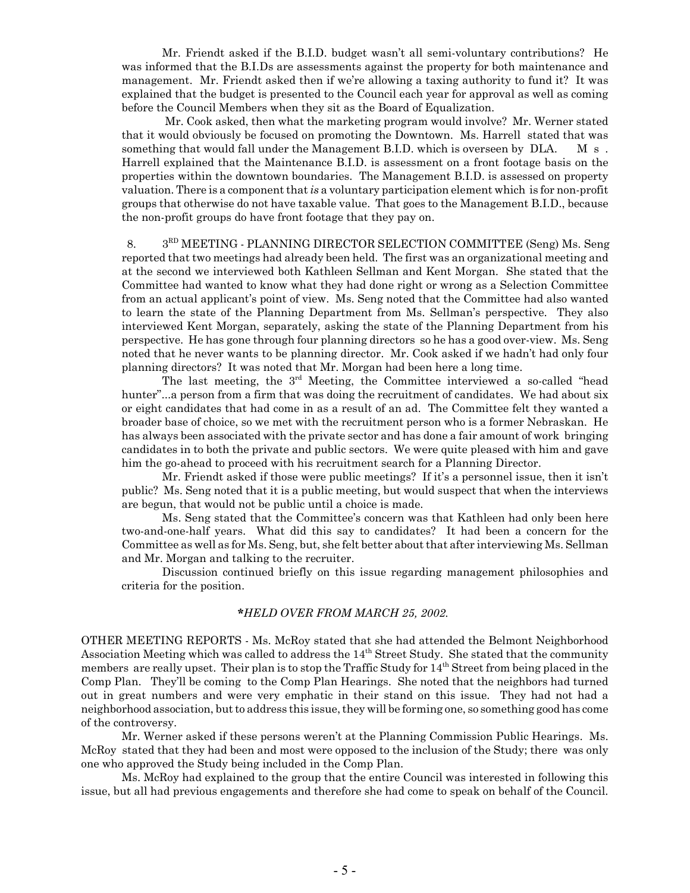Mr. Friendt asked if the B.I.D. budget wasn't all semi-voluntary contributions? He was informed that the B.I.Ds are assessments against the property for both maintenance and management. Mr. Friendt asked then if we're allowing a taxing authority to fund it? It was explained that the budget is presented to the Council each year for approval as well as coming before the Council Members when they sit as the Board of Equalization.

Mr. Cook asked, then what the marketing program would involve? Mr. Werner stated that it would obviously be focused on promoting the Downtown. Ms. Harrell stated that was something that would fall under the Management B.I.D. which is overseen by DLA. Ms. Harrell explained that the Maintenance B.I.D. is assessment on a front footage basis on the properties within the downtown boundaries. The Management B.I.D. is assessed on property valuation. There is a component that *is* a voluntary participation element which is for non-profit groups that otherwise do not have taxable value. That goes to the Management B.I.D., because the non-profit groups do have front footage that they pay on.

8. 3RD MEETING - PLANNING DIRECTOR SELECTION COMMITTEE (Seng) Ms. Seng reported that two meetings had already been held. The first was an organizational meeting and at the second we interviewed both Kathleen Sellman and Kent Morgan. She stated that the Committee had wanted to know what they had done right or wrong as a Selection Committee from an actual applicant's point of view. Ms. Seng noted that the Committee had also wanted to learn the state of the Planning Department from Ms. Sellman's perspective. They also interviewed Kent Morgan, separately, asking the state of the Planning Department from his perspective. He has gone through four planning directors so he has a good over-view. Ms. Seng noted that he never wants to be planning director. Mr. Cook asked if we hadn't had only four planning directors? It was noted that Mr. Morgan had been here a long time.

The last meeting, the 3rd Meeting, the Committee interviewed a so-called "head hunter"...a person from a firm that was doing the recruitment of candidates. We had about six or eight candidates that had come in as a result of an ad. The Committee felt they wanted a broader base of choice, so we met with the recruitment person who is a former Nebraskan. He has always been associated with the private sector and has done a fair amount of work bringing candidates in to both the private and public sectors. We were quite pleased with him and gave him the go-ahead to proceed with his recruitment search for a Planning Director.

Mr. Friendt asked if those were public meetings? If it's a personnel issue, then it isn't public? Ms. Seng noted that it is a public meeting, but would suspect that when the interviews are begun, that would not be public until a choice is made.

Ms. Seng stated that the Committee's concern was that Kathleen had only been here two-and-one-half years. What did this say to candidates? It had been a concern for the Committee as well as for Ms. Seng, but, she felt better about that after interviewing Ms. Sellman and Mr. Morgan and talking to the recruiter.

Discussion continued briefly on this issue regarding management philosophies and criteria for the position.

***HELD OVER FROM MARCH 25, 2002.***

OTHER MEETING REPORTS - Ms. McRoy stated that she had attended the Belmont Neighborhood Association Meeting which was called to address the 14th Street Study. She stated that the community members are really upset. Their plan is to stop the Traffic Study for 14th Street from being placed in the Comp Plan. They'll be coming to the Comp Plan Hearings. She noted that the neighbors had turned out in great numbers and were very emphatic in their stand on this issue. They had not had a neighborhood association, but to address this issue, they will be forming one, so something good has come of the controversy.

Mr. Werner asked if these persons weren't at the Planning Commission Public Hearings. Ms. McRoy stated that they had been and most were opposed to the inclusion of the Study; there was only one who approved the Study being included in the Comp Plan.

Ms. McRoy had explained to the group that the entire Council was interested in following this issue, but all had previous engagements and therefore she had come to speak on behalf of the Council.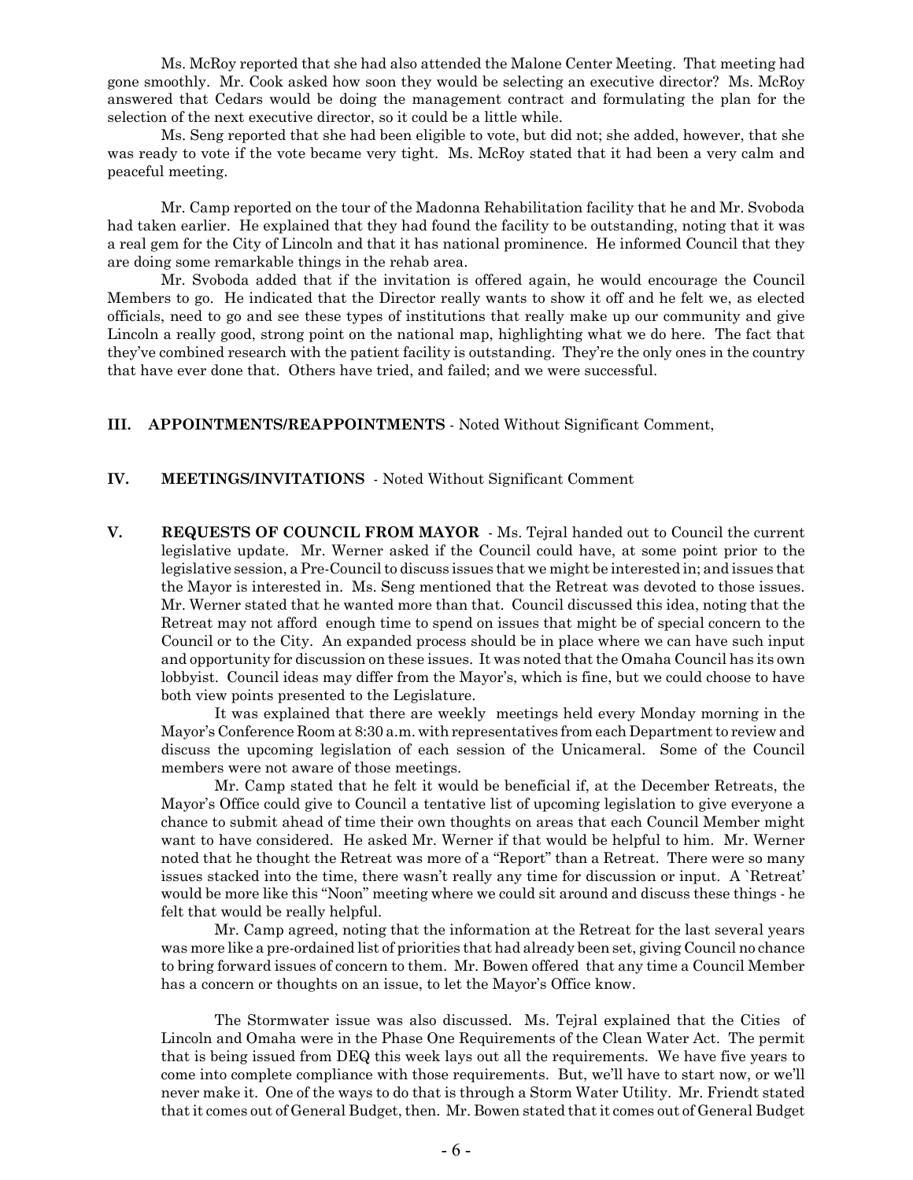Ms. McRoy reported that she had also attended the Malone Center Meeting. That meeting had gone smoothly. Mr. Cook asked how soon they would be selecting an executive director? Ms. McRoy answered that Cedars would be doing the management contract and formulating the plan for the selection of the next executive director, so it could be a little while.

Ms. Seng reported that she had been eligible to vote, but did not; she added, however, that she was ready to vote if the vote became very tight. Ms. McRoy stated that it had been a very calm and peaceful meeting.

Mr. Camp reported on the tour of the Madonna Rehabilitation facility that he and Mr. Svoboda had taken earlier. He explained that they had found the facility to be outstanding, noting that it was a real gem for the City of Lincoln and that it has national prominence. He informed Council that they are doing some remarkable things in the rehab area.

Mr. Svoboda added that if the invitation is offered again, he would encourage the Council Members to go. He indicated that the Director really wants to show it off and he felt we, as elected officials, need to go and see these types of institutions that really make up our community and give Lincoln a really good, strong point on the national map, highlighting what we do here. The fact that they've combined research with the patient facility is outstanding. They're the only ones in the country that have ever done that. Others have tried, and failed; and we were successful.

**III. APPOINTMENTS/REAPPOINTMENTS** - Noted Without Significant Comment,

**IV. MEETINGS/INVITATIONS** - Noted Without Significant Comment

**V. REQUESTS OF COUNCIL FROM MAYOR** - Ms. Tejral handed out to Council the current legislative update. Mr. Werner asked if the Council could have, at some point prior to the legislative session, a Pre-Council to discuss issues that we might be interested in; and issues that the Mayor is interested in. Ms. Seng mentioned that the Retreat was devoted to those issues. Mr. Werner stated that he wanted more than that. Council discussed this idea, noting that the Retreat may not afford enough time to spend on issues that might be of special concern to the Council or to the City. An expanded process should be in place where we can have such input and opportunity for discussion on these issues. It was noted that the Omaha Council has its own lobbyist. Council ideas may differ from the Mayor's, which is fine, but we could choose to have both view points presented to the Legislature.

It was explained that there are weekly meetings held every Monday morning in the Mayor's Conference Room at 8:30 a.m. with representatives from each Department to review and discuss the upcoming legislation of each session of the Unicameral. Some of the Council members were not aware of those meetings.

Mr. Camp stated that he felt it would be beneficial if, at the December Retreats, the Mayor's Office could give to Council a tentative list of upcoming legislation to give everyone a chance to submit ahead of time their own thoughts on areas that each Council Member might want to have considered. He asked Mr. Werner if that would be helpful to him. Mr. Werner noted that he thought the Retreat was more of a "Report" than a Retreat. There were so many issues stacked into the time, there wasn't really any time for discussion or input. A `Retreat' would be more like this "Noon" meeting where we could sit around and discuss these things - he felt that would be really helpful.

Mr. Camp agreed, noting that the information at the Retreat for the last several years was more like a pre-ordained list of priorities that had already been set, giving Council no chance to bring forward issues of concern to them. Mr. Bowen offered that any time a Council Member has a concern or thoughts on an issue, to let the Mayor's Office know.

The Stormwater issue was also discussed. Ms. Tejral explained that the Cities of Lincoln and Omaha were in the Phase One Requirements of the Clean Water Act. The permit that is being issued from DEQ this week lays out all the requirements. We have five years to come into complete compliance with those requirements. But, we'll have to start now, or we'll never make it. One of the ways to do that is through a Storm Water Utility. Mr. Friendt stated that it comes out of General Budget, then. Mr. Bowen stated that it comes out of General Budget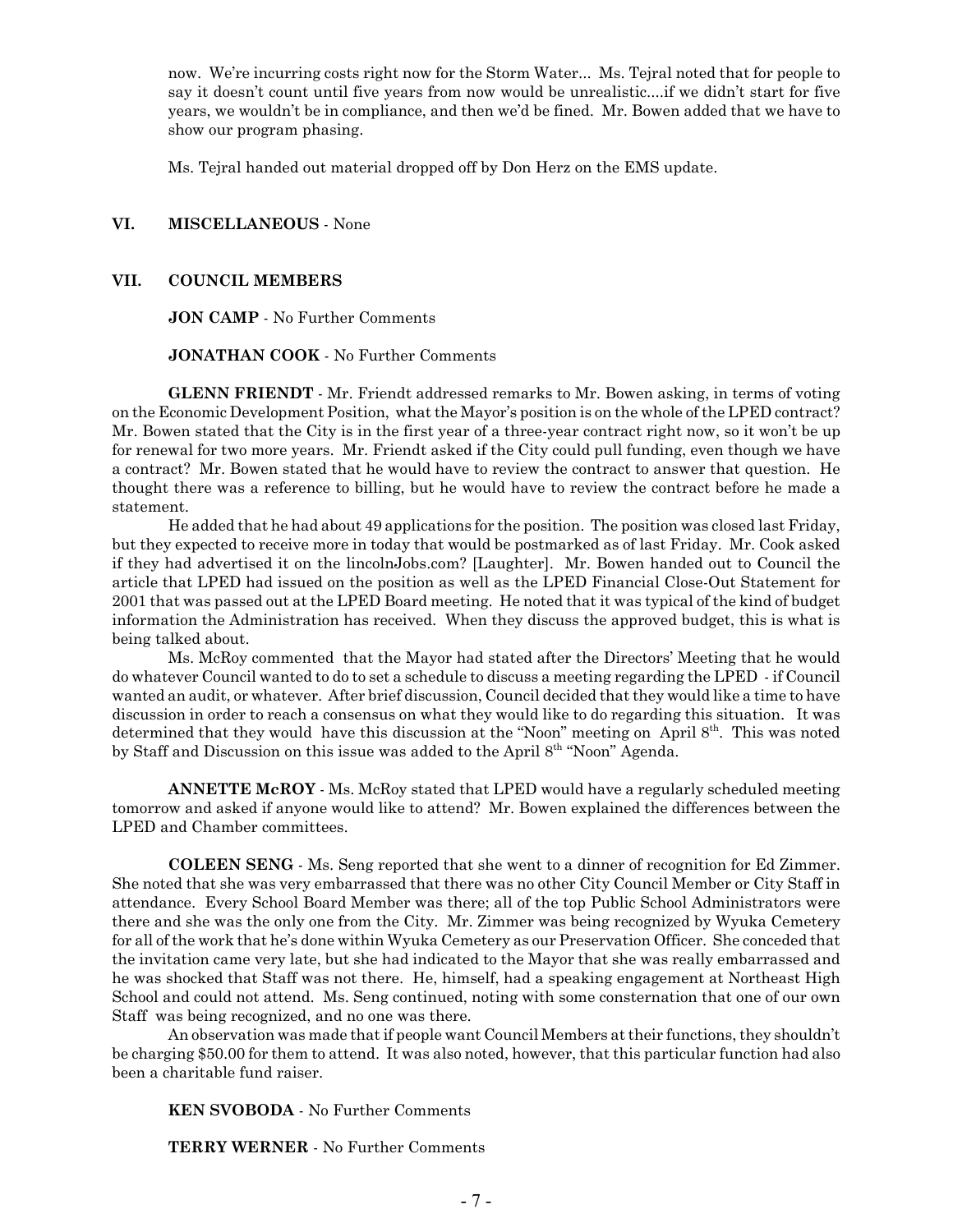now. We're incurring costs right now for the Storm Water... Ms. Tejral noted that for people to say it doesn't count until five years from now would be unrealistic....if we didn't start for five years, we wouldn't be in compliance, and then we'd be fined. Mr. Bowen added that we have to show our program phasing.

Ms. Tejral handed out material dropped off by Don Herz on the EMS update.

## VI. MISCELLANEOUS - None

## VII. COUNCIL MEMBERS

**JON CAMP** - No Further Comments

**JONATHAN COOK** - No Further Comments

**GLENN FRIENDT** - Mr. Friendt addressed remarks to Mr. Bowen asking, in terms of voting on the Economic Development Position, what the Mayor's position is on the whole of the LPED contract? Mr. Bowen stated that the City is in the first year of a three-year contract right now, so it won't be up for renewal for two more years. Mr. Friendt asked if the City could pull funding, even though we have a contract? Mr. Bowen stated that he would have to review the contract to answer that question. He thought there was a reference to billing, but he would have to review the contract before he made a statement.

He added that he had about 49 applications for the position. The position was closed last Friday, but they expected to receive more in today that would be postmarked as of last Friday. Mr. Cook asked if they had advertised it on the lincolnJobs.com? [Laughter]. Mr. Bowen handed out to Council the article that LPED had issued on the position as well as the LPED Financial Close-Out Statement for 2001 that was passed out at the LPED Board meeting. He noted that it was typical of the kind of budget information the Administration has received. When they discuss the approved budget, this is what is being talked about.

Ms. McRoy commented that the Mayor had stated after the Directors' Meeting that he would do whatever Council wanted to do to set a schedule to discuss a meeting regarding the LPED - if Council wanted an audit, or whatever. After brief discussion, Council decided that they would like a time to have discussion in order to reach a consensus on what they would like to do regarding this situation. It was determined that they would have this discussion at the "Noon" meeting on April 8th. This was noted by Staff and Discussion on this issue was added to the April 8th "Noon" Agenda.

**ANNETTE McROY** - Ms. McRoy stated that LPED would have a regularly scheduled meeting tomorrow and asked if anyone would like to attend? Mr. Bowen explained the differences between the LPED and Chamber committees.

**COLEEN SENG** - Ms. Seng reported that she went to a dinner of recognition for Ed Zimmer. She noted that she was very embarrassed that there was no other City Council Member or City Staff in attendance. Every School Board Member was there; all of the top Public School Administrators were there and she was the only one from the City. Mr. Zimmer was being recognized by Wyuka Cemetery for all of the work that he's done within Wyuka Cemetery as our Preservation Officer. She conceded that the invitation came very late, but she had indicated to the Mayor that she was really embarrassed and he was shocked that Staff was not there. He, himself, had a speaking engagement at Northeast High School and could not attend. Ms. Seng continued, noting with some consternation that one of our own Staff was being recognized, and no one was there.

An observation was made that if people want Council Members at their functions, they shouldn't be charging $50.00 for them to attend. It was also noted, however, that this particular function had also been a charitable fund raiser.

**KEN SVOBODA** - No Further Comments

**TERRY WERNER** - No Further Comments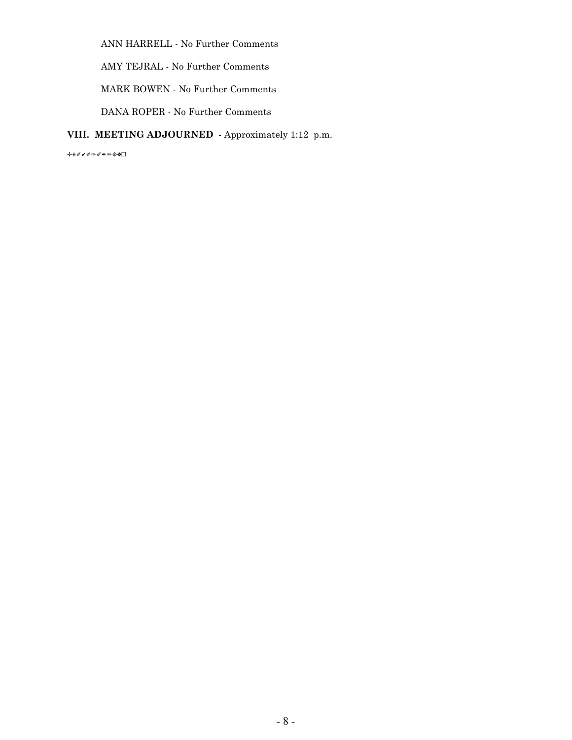ANN HARRELL - No Further Comments

AMY TEJRAL - No Further Comments

MARK BOWEN - No Further Comments

DANA ROPER - No Further Comments

**VIII. MEETING ADJOURNED** - Approximately 1:12 p.m.

✣✶✐✔✐✑✐✒✏❊❖❒